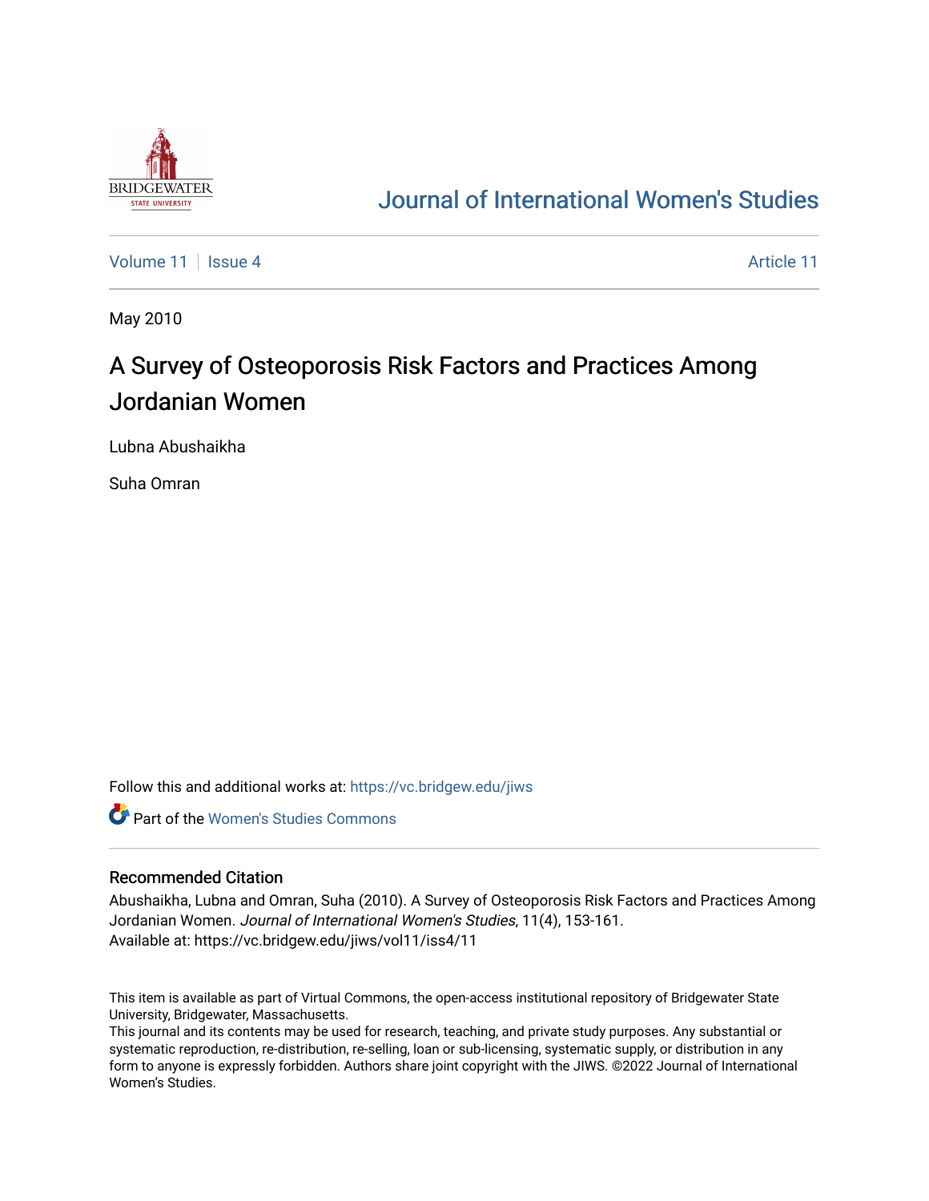Journal of International Women's Studies

Volume 11 | Issue 4 | Article 11

May 2010

# A Survey of Osteoporosis Risk Factors and Practices Among Jordanian Women

Lubna Abushaikha

Suha Omran

Follow this and additional works at: https://vc.bridgew.edu/jiws

Part of the Women's Studies Commons

## Recommended Citation

Abushaikha, Lubna and Omran, Suha (2010). A Survey of Osteoporosis Risk Factors and Practices Among Jordanian Women. *Journal of International Women's Studies*, 11(4), 153-161.
Available at: https://vc.bridgew.edu/jiws/vol11/iss4/11

This item is available as part of Virtual Commons, the open-access institutional repository of Bridgewater State University, Bridgewater, Massachusetts.
This journal and its contents may be used for research, teaching, and private study purposes. Any substantial or systematic reproduction, re-distribution, re-selling, loan or sub-licensing, systematic supply, or distribution in any form to anyone is expressly forbidden. Authors share joint copyright with the JIWS. ©2022 Journal of International Women's Studies.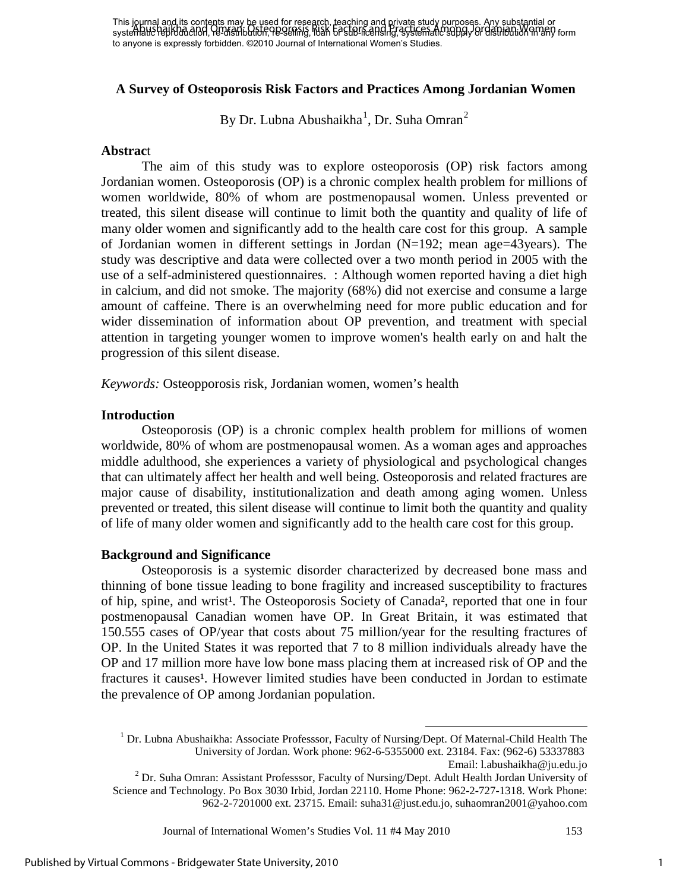# A Survey of Osteoporosis Risk Factors and Practices Among Jordanian Women

By Dr. Lubna Abushaikha[1], Dr. Suha Omran[2]

## Abstract

The aim of this study was to explore osteoporosis (OP) risk factors among Jordanian women. Osteoporosis (OP) is a chronic complex health problem for millions of women worldwide, 80% of whom are postmenopausal women. Unless prevented or treated, this silent disease will continue to limit both the quantity and quality of life of many older women and significantly add to the health care cost for this group. A sample of Jordanian women in different settings in Jordan (N=192; mean age=43years). The study was descriptive and data were collected over a two month period in 2005 with the use of a self-administered questionnaires. : Although women reported having a diet high in calcium, and did not smoke. The majority (68%) did not exercise and consume a large amount of caffeine. There is an overwhelming need for more public education and for wider dissemination of information about OP prevention, and treatment with special attention in targeting younger women to improve women's health early on and halt the progression of this silent disease.

*Keywords:* Osteopporosis risk, Jordanian women, women's health

## Introduction

Osteoporosis (OP) is a chronic complex health problem for millions of women worldwide, 80% of whom are postmenopausal women. As a woman ages and approaches middle adulthood, she experiences a variety of physiological and psychological changes that can ultimately affect her health and well being. Osteoporosis and related fractures are major cause of disability, institutionalization and death among aging women. Unless prevented or treated, this silent disease will continue to limit both the quantity and quality of life of many older women and significantly add to the health care cost for this group.

## Background and Significance

Osteoporosis is a systemic disorder characterized by decreased bone mass and thinning of bone tissue leading to bone fragility and increased susceptibility to fractures of hip, spine, and wrist[1]. The Osteoporosis Society of Canada[2], reported that one in four postmenopausal Canadian women have OP. In Great Britain, it was estimated that 150.555 cases of OP/year that costs about 75 million/year for the resulting fractures of OP. In the United States it was reported that 7 to 8 million individuals already have the OP and 17 million more have low bone mass placing them at increased risk of OP and the fractures it causes[1]. However limited studies have been conducted in Jordan to estimate the prevalence of OP among Jordanian population.

---

[1] Dr. Lubna Abushaikha: Associate Professsor, Faculty of Nursing/Dept. Of Maternal-Child Health The University of Jordan. Work phone: 962-6-5355000 ext. 23184. Fax: (962-6) 53337883 Email: l.abushaikha@ju.edu.jo

[2] Dr. Suha Omran: Assistant Professsor, Faculty of Nursing/Dept. Adult Health Jordan University of Science and Technology. Po Box 3030 Irbid, Jordan 22110. Home Phone: 962-2-727-1318. Work Phone: 962-2-7201000 ext. 23715. Email: suha31@just.edu.jo, suhaomran2001@yahoo.com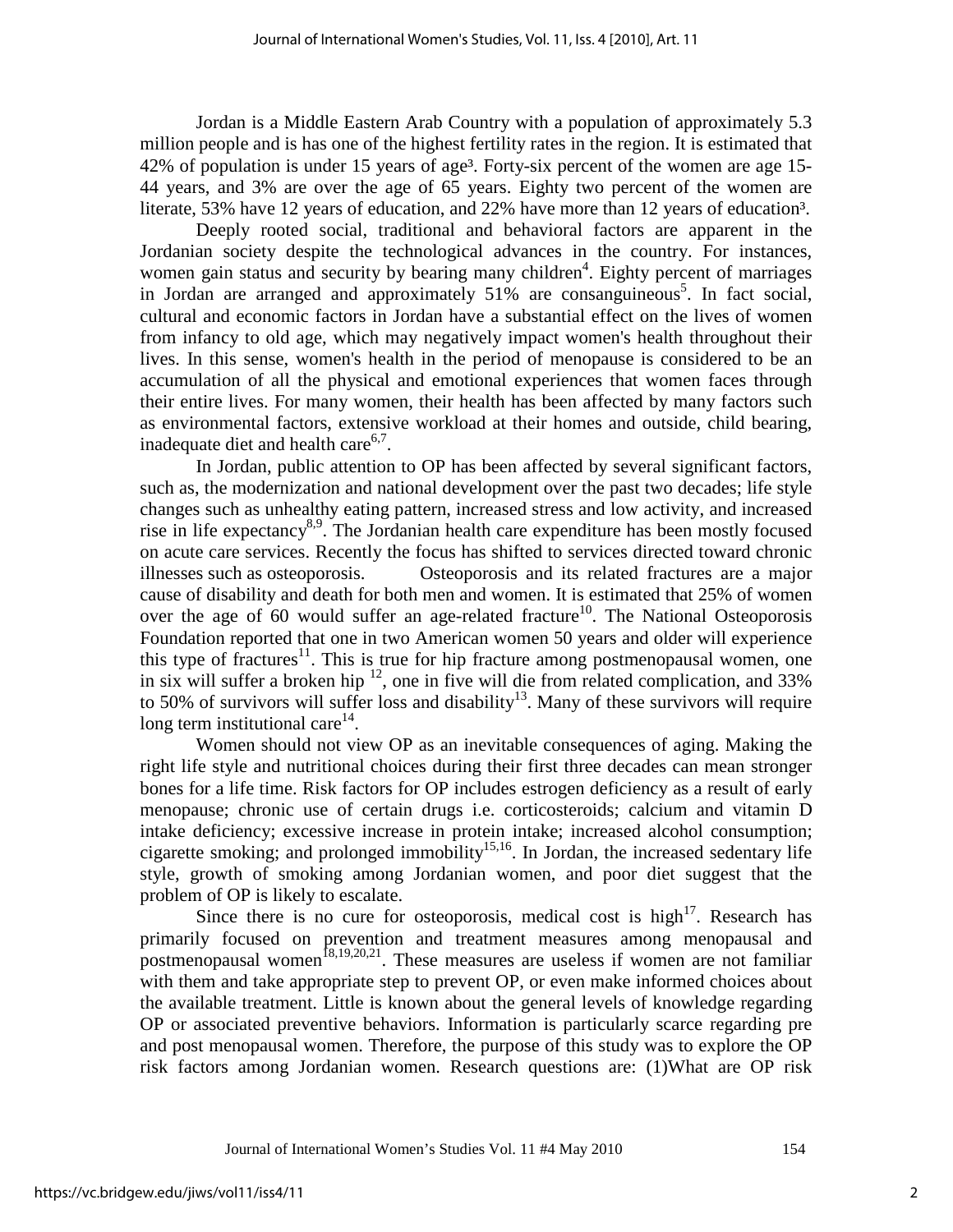Jordan is a Middle Eastern Arab Country with a population of approximately 5.3 million people and is has one of the highest fertility rates in the region. It is estimated that 42% of population is under 15 years of age[3]. Forty-six percent of the women are age 15-44 years, and 3% are over the age of 65 years. Eighty two percent of the women are literate, 53% have 12 years of education, and 22% have more than 12 years of education[3].

Deeply rooted social, traditional and behavioral factors are apparent in the Jordanian society despite the technological advances in the country. For instances, women gain status and security by bearing many children[4]. Eighty percent of marriages in Jordan are arranged and approximately 51% are consanguineous[5]. In fact social, cultural and economic factors in Jordan have a substantial effect on the lives of women from infancy to old age, which may negatively impact women's health throughout their lives. In this sense, women's health in the period of menopause is considered to be an accumulation of all the physical and emotional experiences that women faces through their entire lives. For many women, their health has been affected by many factors such as environmental factors, extensive workload at their homes and outside, child bearing, inadequate diet and health care[6,7].

In Jordan, public attention to OP has been affected by several significant factors, such as, the modernization and national development over the past two decades; life style changes such as unhealthy eating pattern, increased stress and low activity, and increased rise in life expectancy[8,9]. The Jordanian health care expenditure has been mostly focused on acute care services. Recently the focus has shifted to services directed toward chronic illnesses such as osteoporosis. Osteoporosis and its related fractures are a major cause of disability and death for both men and women. It is estimated that 25% of women over the age of 60 would suffer an age-related fracture[10]. The National Osteoporosis Foundation reported that one in two American women 50 years and older will experience this type of fractures[11]. This is true for hip fracture among postmenopausal women, one in six will suffer a broken hip [12], one in five will die from related complication, and 33% to 50% of survivors will suffer loss and disability[13]. Many of these survivors will require long term institutional care[14].

Women should not view OP as an inevitable consequences of aging. Making the right life style and nutritional choices during their first three decades can mean stronger bones for a life time. Risk factors for OP includes estrogen deficiency as a result of early menopause; chronic use of certain drugs i.e. corticosteroids; calcium and vitamin D intake deficiency; excessive increase in protein intake; increased alcohol consumption; cigarette smoking; and prolonged immobility[15,16]. In Jordan, the increased sedentary life style, growth of smoking among Jordanian women, and poor diet suggest that the problem of OP is likely to escalate.

Since there is no cure for osteoporosis, medical cost is high[17]. Research has primarily focused on prevention and treatment measures among menopausal and postmenopausal women[18,19,20,21]. These measures are useless if women are not familiar with them and take appropriate step to prevent OP, or even make informed choices about the available treatment. Little is known about the general levels of knowledge regarding OP or associated preventive behaviors. Information is particularly scarce regarding pre and post menopausal women. Therefore, the purpose of this study was to explore the OP risk factors among Jordanian women. Research questions are: (1)What are OP risk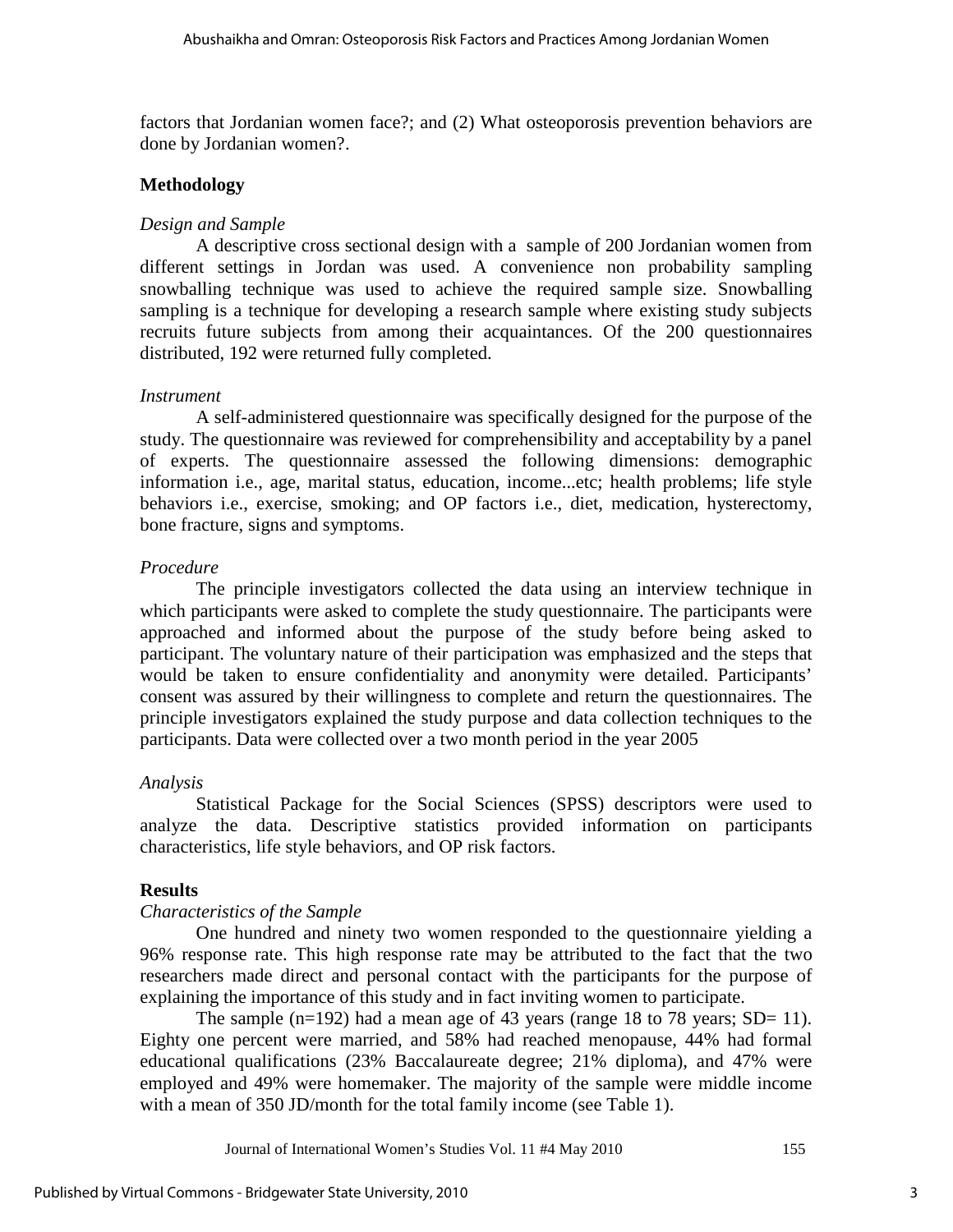factors that Jordanian women face?; and (2) What osteoporosis prevention behaviors are done by Jordanian women?.

## Methodology

### *Design and Sample*

A descriptive cross sectional design with a sample of 200 Jordanian women from different settings in Jordan was used. A convenience non probability sampling snowballing technique was used to achieve the required sample size. Snowballing sampling is a technique for developing a research sample where existing study subjects recruits future subjects from among their acquaintances. Of the 200 questionnaires distributed, 192 were returned fully completed.

### *Instrument*

A self-administered questionnaire was specifically designed for the purpose of the study. The questionnaire was reviewed for comprehensibility and acceptability by a panel of experts. The questionnaire assessed the following dimensions: demographic information i.e., age, marital status, education, income...etc; health problems; life style behaviors i.e., exercise, smoking; and OP factors i.e., diet, medication, hysterectomy, bone fracture, signs and symptoms.

### *Procedure*

The principle investigators collected the data using an interview technique in which participants were asked to complete the study questionnaire. The participants were approached and informed about the purpose of the study before being asked to participant. The voluntary nature of their participation was emphasized and the steps that would be taken to ensure confidentiality and anonymity were detailed. Participants' consent was assured by their willingness to complete and return the questionnaires. The principle investigators explained the study purpose and data collection techniques to the participants. Data were collected over a two month period in the year 2005

### *Analysis*

Statistical Package for the Social Sciences (SPSS) descriptors were used to analyze the data. Descriptive statistics provided information on participants characteristics, life style behaviors, and OP risk factors.

## Results

### *Characteristics of the Sample*

One hundred and ninety two women responded to the questionnaire yielding a 96% response rate. This high response rate may be attributed to the fact that the two researchers made direct and personal contact with the participants for the purpose of explaining the importance of this study and in fact inviting women to participate.

The sample (n=192) had a mean age of 43 years (range 18 to 78 years; SD= 11). Eighty one percent were married, and 58% had reached menopause, 44% had formal educational qualifications (23% Baccalaureate degree; 21% diploma), and 47% were employed and 49% were homemaker. The majority of the sample were middle income with a mean of 350 JD/month for the total family income (see Table 1).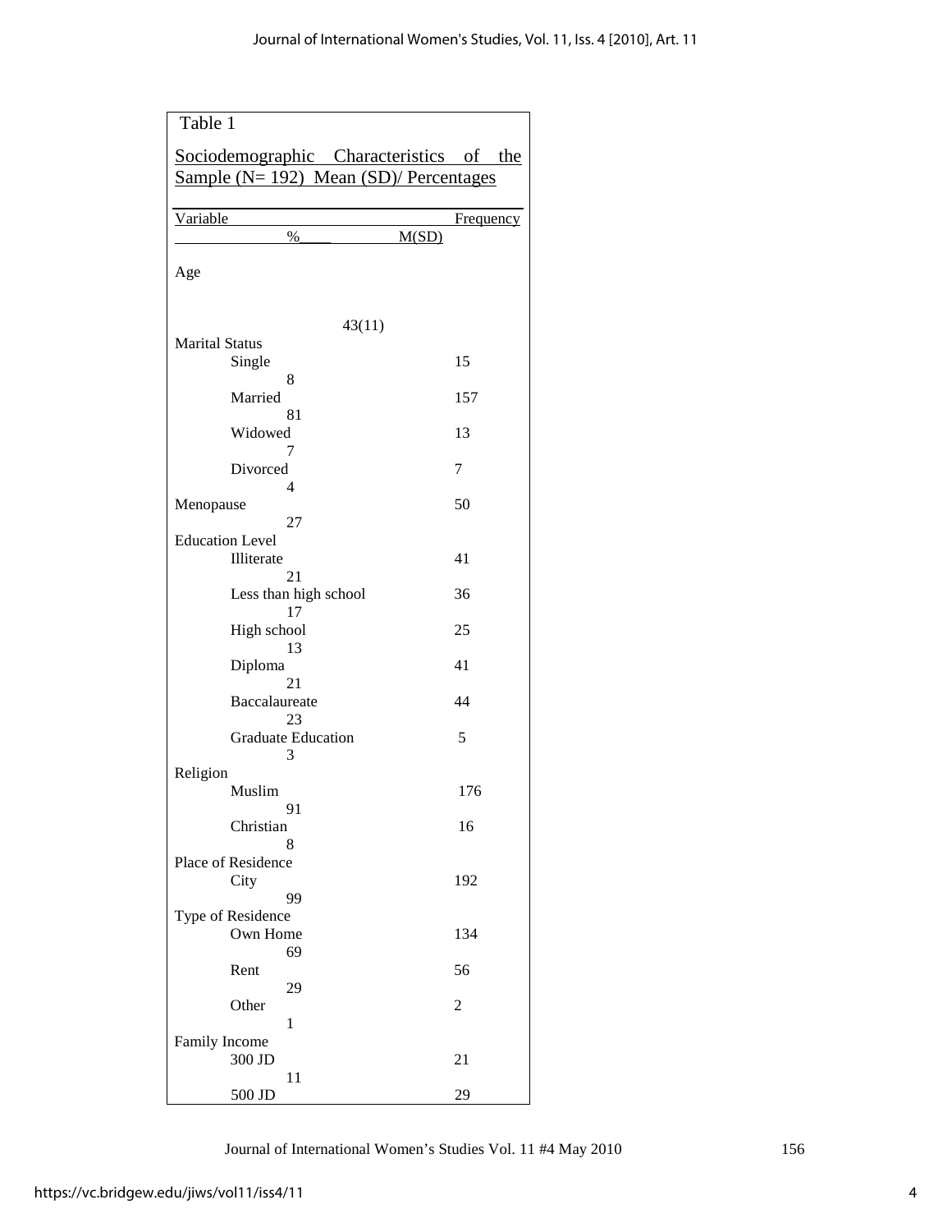Table 1

Sociodemographic Characteristics of the Sample (N= 192) Mean (SD)/ Percentages

| Variable | % | M(SD) | Frequency |
|---|---|---|---|
| Age | | 43(11) | |
| Marital Status | | | |
| Single | 8 | | 15 |
| Married | 81 | | 157 |
| Widowed | 7 | | 13 |
| Divorced | 4 | | 7 |
| Menopause | 27 | | 50 |
| Education Level | | | |
| Illiterate | 21 | | 41 |
| Less than high school | 17 | | 36 |
| High school | 13 | | 25 |
| Diploma | 21 | | 41 |
| Baccalaureate | 23 | | 44 |
| Graduate Education | 3 | | 5 |
| Religion | | | |
| Muslim | 91 | | 176 |
| Christian | 8 | | 16 |
| Place of Residence | | | |
| City | 99 | | 192 |
| Type of Residence | | | |
| Own Home | 69 | | 134 |
| Rent | 29 | | 56 |
| Other | 1 | | 2 |
| Family Income | | | |
| 300 JD | 11 | | 21 |
| 500 JD | | | 29 |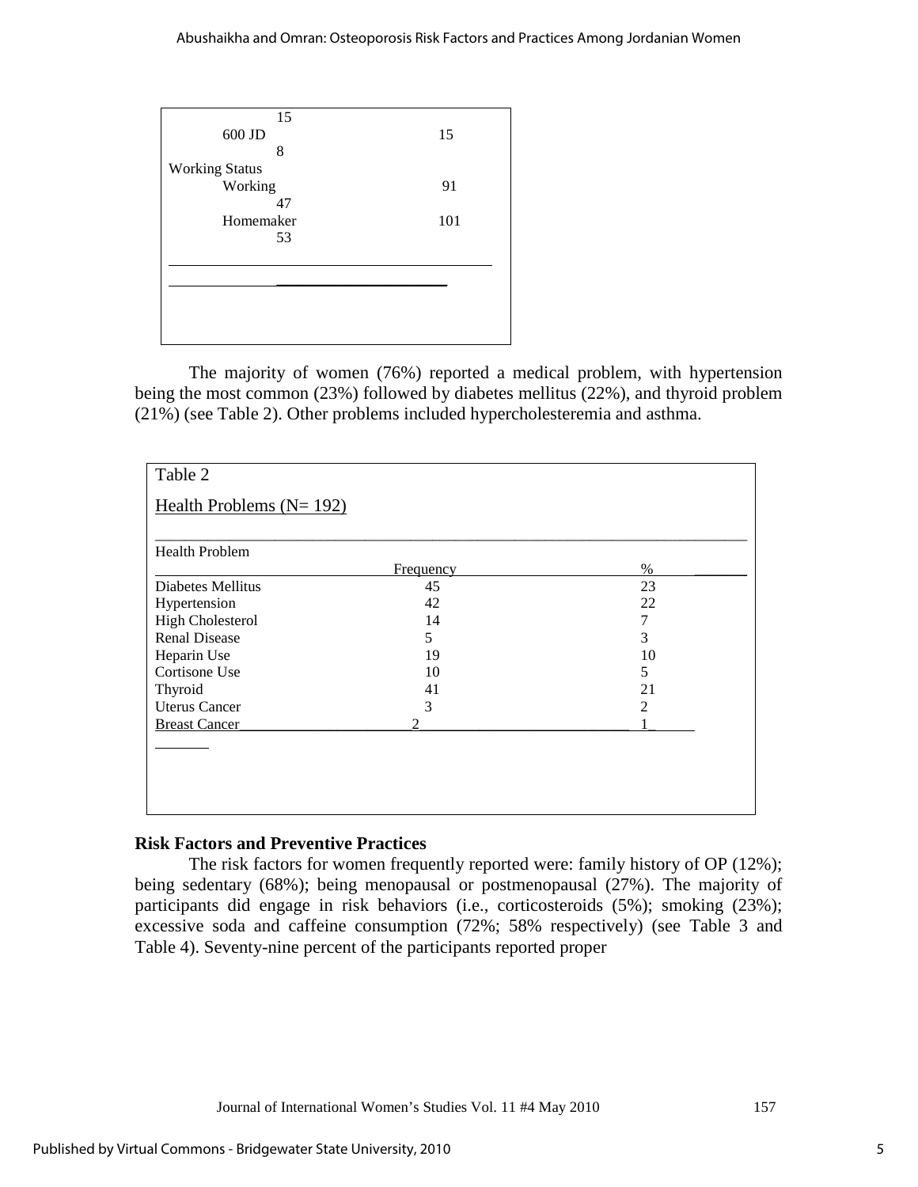| | | |
|---|---|---|
| 600 JD | 15 | 15 8 |
| Working Status | | |
| Working | 91 | 47 |
| Homemaker | 101 | 53 |

The majority of women (76%) reported a medical problem, with hypertension being the most common (23%) followed by diabetes mellitus (22%), and thyroid problem (21%) (see Table 2). Other problems included hypercholesteremia and asthma.

Table 2

Health Problems (N= 192)

| Health Problem | Frequency | % |
|---|---|---|
| Diabetes Mellitus | 45 | 23 |
| Hypertension | 42 | 22 |
| High Cholesterol | 14 | 7 |
| Renal Disease | 5 | 3 |
| Heparin Use | 19 | 10 |
| Cortisone Use | 10 | 5 |
| Thyroid | 41 | 21 |
| Uterus Cancer | 3 | 2 |
| Breast Cancer | 2 | 1 |

**Risk Factors and Preventive Practices**

The risk factors for women frequently reported were: family history of OP (12%); being sedentary (68%); being menopausal or postmenopausal (27%). The majority of participants did engage in risk behaviors (i.e., corticosteroids (5%); smoking (23%); excessive soda and caffeine consumption (72%; 58% respectively) (see Table 3 and Table 4). Seventy-nine percent of the participants reported proper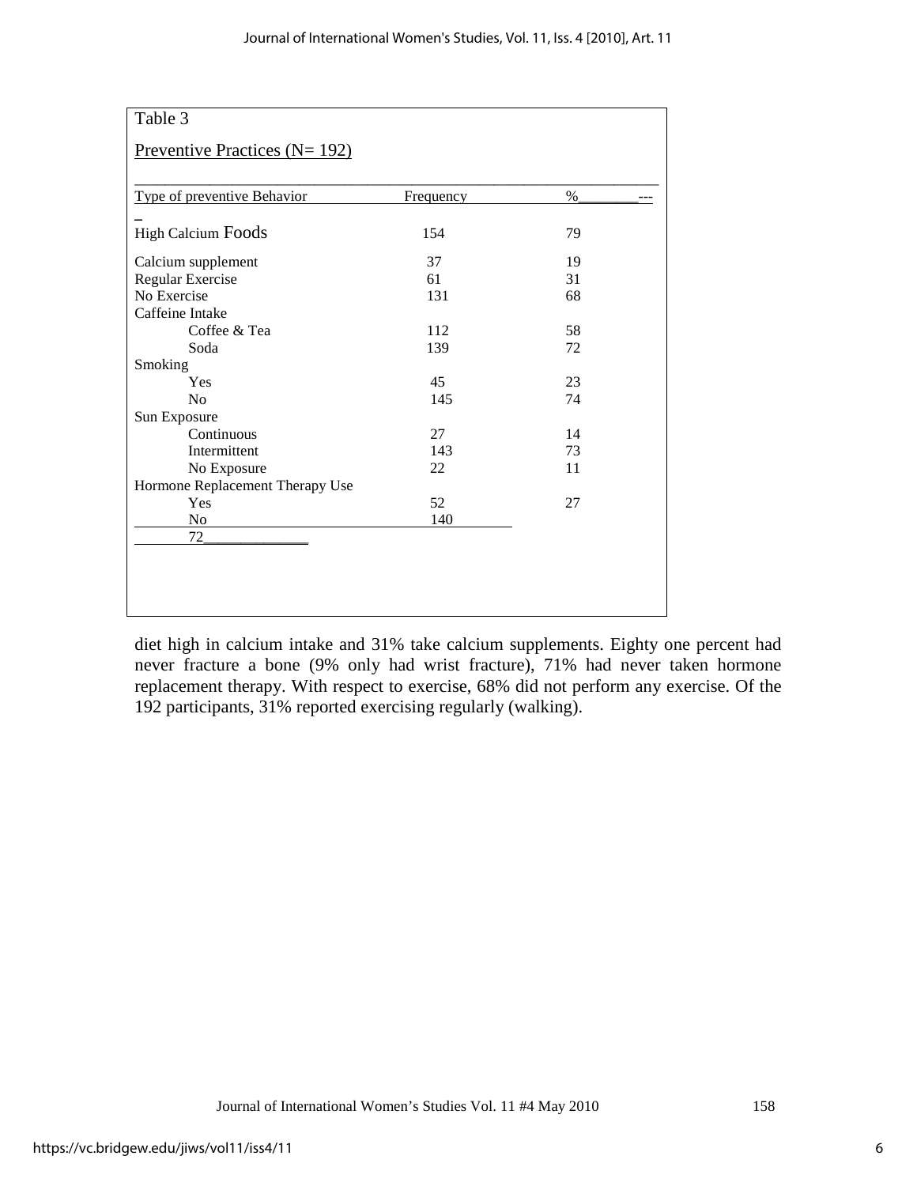Table 3

Preventive Practices (N= 192)

| Type of preventive Behavior | Frequency | % |
|---|---|---|
| High Calcium Foods | 154 | 79 |
| Calcium supplement | 37 | 19 |
| Regular Exercise | 61 | 31 |
| No Exercise | 131 | 68 |
| Caffeine Intake | | |
| Coffee & Tea | 112 | 58 |
| Soda | 139 | 72 |
| Smoking | | |
| Yes | 45 | 23 |
| No | 145 | 74 |
| Sun Exposure | | |
| Continuous | 27 | 14 |
| Intermittent | 143 | 73 |
| No Exposure | 22 | 11 |
| Hormone Replacement Therapy Use | | |
| Yes | 52 | 27 |
| No | 140 | |
| 72 | | |

diet high in calcium intake and 31% take calcium supplements. Eighty one percent had never fracture a bone (9% only had wrist fracture), 71% had never taken hormone replacement therapy. With respect to exercise, 68% did not perform any exercise. Of the 192 participants, 31% reported exercising regularly (walking).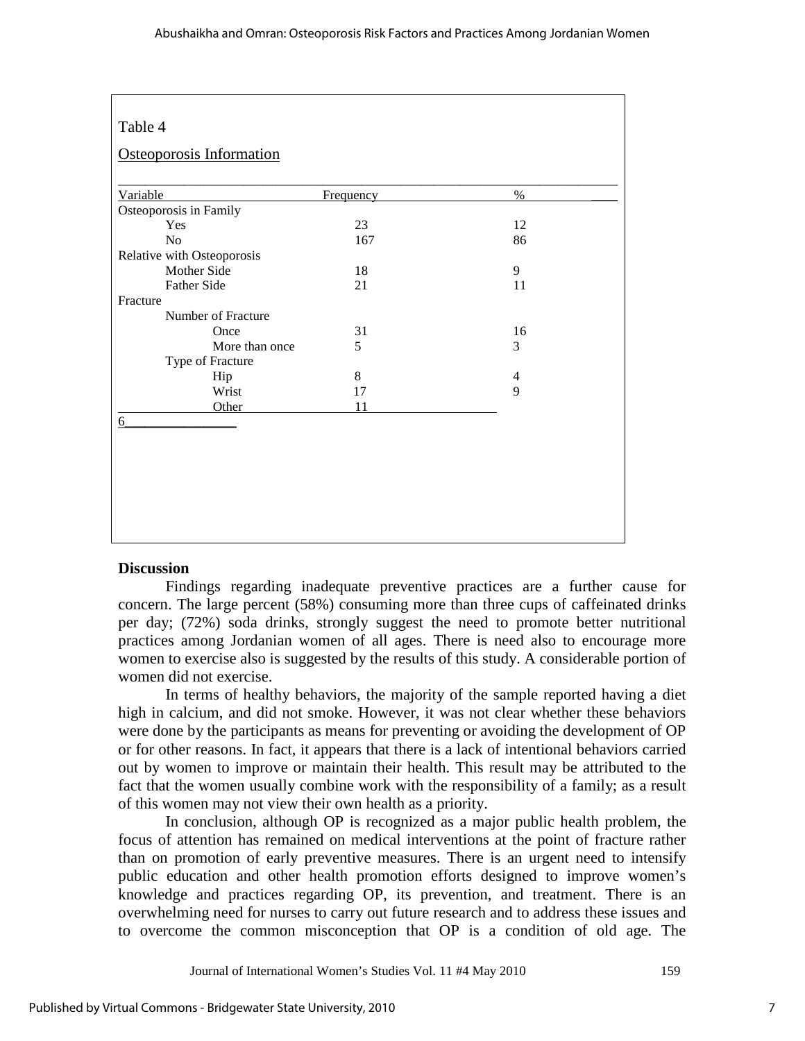Table 4

Osteoporosis Information

| Variable | Frequency | % |
|---|---|---|
| Osteoporosis in Family | | |
| Yes | 23 | 12 |
| No | 167 | 86 |
| Relative with Osteoporosis | | |
| Mother Side | 18 | 9 |
| Father Side | 21 | 11 |
| Fracture | | |
| Number of Fracture | | |
| Once | 31 | 16 |
| More than once | 5 | 3 |
| Type of Fracture | | |
| Hip | 8 | 4 |
| Wrist | 17 | 9 |
| Other | 11 | 6 |

## Discussion

Findings regarding inadequate preventive practices are a further cause for concern. The large percent (58%) consuming more than three cups of caffeinated drinks per day; (72%) soda drinks, strongly suggest the need to promote better nutritional practices among Jordanian women of all ages. There is need also to encourage more women to exercise also is suggested by the results of this study. A considerable portion of women did not exercise.

In terms of healthy behaviors, the majority of the sample reported having a diet high in calcium, and did not smoke. However, it was not clear whether these behaviors were done by the participants as means for preventing or avoiding the development of OP or for other reasons. In fact, it appears that there is a lack of intentional behaviors carried out by women to improve or maintain their health. This result may be attributed to the fact that the women usually combine work with the responsibility of a family; as a result of this women may not view their own health as a priority.

In conclusion, although OP is recognized as a major public health problem, the focus of attention has remained on medical interventions at the point of fracture rather than on promotion of early preventive measures. There is an urgent need to intensify public education and other health promotion efforts designed to improve women's knowledge and practices regarding OP, its prevention, and treatment. There is an overwhelming need for nurses to carry out future research and to address these issues and to overcome the common misconception that OP is a condition of old age. The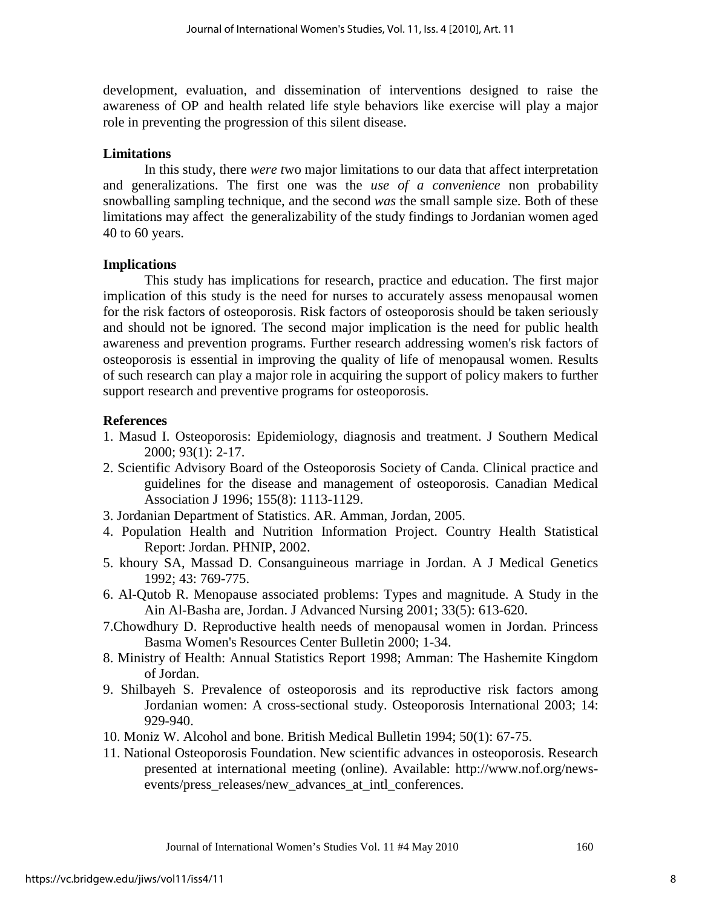development, evaluation, and dissemination of interventions designed to raise the awareness of OP and health related life style behaviors like exercise will play a major role in preventing the progression of this silent disease.

## Limitations

In this study, there *were t*wo major limitations to our data that affect interpretation and generalizations. The first one was the *use of a convenience* non probability snowballing sampling technique, and the second *was* the small sample size. Both of these limitations may affect the generalizability of the study findings to Jordanian women aged 40 to 60 years.

## Implications

This study has implications for research, practice and education. The first major implication of this study is the need for nurses to accurately assess menopausal women for the risk factors of osteoporosis. Risk factors of osteoporosis should be taken seriously and should not be ignored. The second major implication is the need for public health awareness and prevention programs. Further research addressing women's risk factors of osteoporosis is essential in improving the quality of life of menopausal women. Results of such research can play a major role in acquiring the support of policy makers to further support research and preventive programs for osteoporosis.

## References

1. Masud I. Osteoporosis: Epidemiology, diagnosis and treatment. J Southern Medical 2000; 93(1): 2-17.
2. Scientific Advisory Board of the Osteoporosis Society of Canda. Clinical practice and guidelines for the disease and management of osteoporosis. Canadian Medical Association J 1996; 155(8): 1113-1129.
3. Jordanian Department of Statistics. AR. Amman, Jordan, 2005.
4. Population Health and Nutrition Information Project. Country Health Statistical Report: Jordan. PHNIP, 2002.
5. khoury SA, Massad D. Consanguineous marriage in Jordan. A J Medical Genetics 1992; 43: 769-775.
6. Al-Qutob R. Menopause associated problems: Types and magnitude. A Study in the Ain Al-Basha are, Jordan. J Advanced Nursing 2001; 33(5): 613-620.
7. Chowdhury D. Reproductive health needs of menopausal women in Jordan. Princess Basma Women's Resources Center Bulletin 2000; 1-34.
8. Ministry of Health: Annual Statistics Report 1998; Amman: The Hashemite Kingdom of Jordan.
9. Shilbayeh S. Prevalence of osteoporosis and its reproductive risk factors among Jordanian women: A cross-sectional study. Osteoporosis International 2003; 14: 929-940.
10. Moniz W. Alcohol and bone. British Medical Bulletin 1994; 50(1): 67-75.
11. National Osteoporosis Foundation. New scientific advances in osteoporosis. Research presented at international meeting (online). Available: http://www.nof.org/news-events/press_releases/new_advances_at_intl_conferences.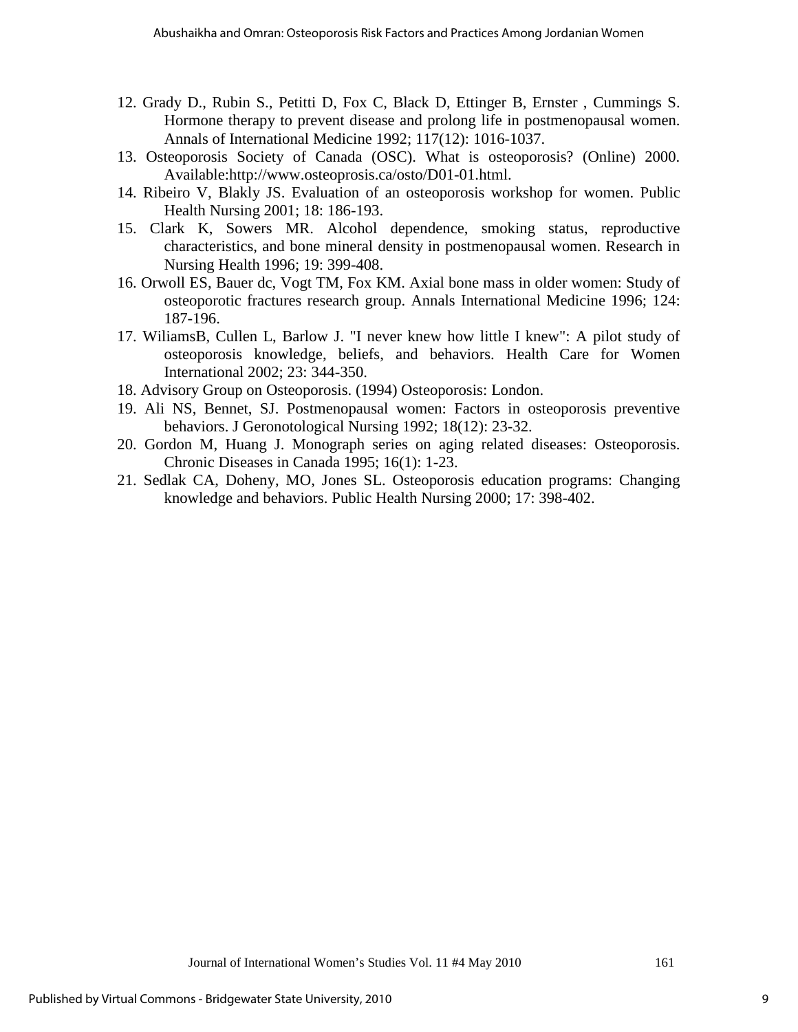12. Grady D., Rubin S., Petitti D, Fox C, Black D, Ettinger B, Ernster , Cummings S. Hormone therapy to prevent disease and prolong life in postmenopausal women. Annals of International Medicine 1992; 117(12): 1016-1037.
13. Osteoporosis Society of Canada (OSC). What is osteoporosis? (Online) 2000. Available:http://www.osteoprosis.ca/osto/D01-01.html.
14. Ribeiro V, Blakly JS. Evaluation of an osteoporosis workshop for women. Public Health Nursing 2001; 18: 186-193.
15. Clark K, Sowers MR. Alcohol dependence, smoking status, reproductive characteristics, and bone mineral density in postmenopausal women. Research in Nursing Health 1996; 19: 399-408.
16. Orwoll ES, Bauer dc, Vogt TM, Fox KM. Axial bone mass in older women: Study of osteoporotic fractures research group. Annals International Medicine 1996; 124: 187-196.
17. WiliamsB, Cullen L, Barlow J. "I never knew how little I knew": A pilot study of osteoporosis knowledge, beliefs, and behaviors. Health Care for Women International 2002; 23: 344-350.
18. Advisory Group on Osteoporosis. (1994) Osteoporosis: London.
19. Ali NS, Bennet, SJ. Postmenopausal women: Factors in osteoporosis preventive behaviors. J Geronotological Nursing 1992; 18(12): 23-32.
20. Gordon M, Huang J. Monograph series on aging related diseases: Osteoporosis. Chronic Diseases in Canada 1995; 16(1): 1-23.
21. Sedlak CA, Doheny, MO, Jones SL. Osteoporosis education programs: Changing knowledge and behaviors. Public Health Nursing 2000; 17: 398-402.